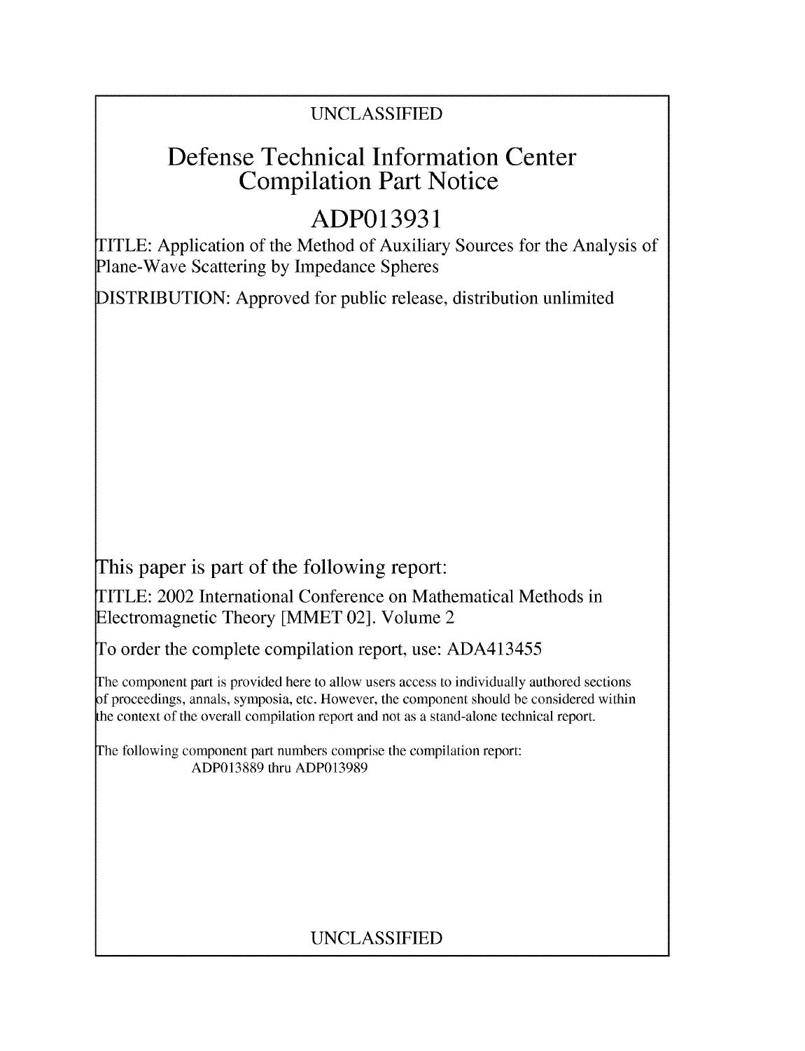UNCLASSIFIED

# Defense Technical Information Center Compilation Part Notice

# ADP013931

TITLE: Application of the Method of Auxiliary Sources for the Analysis of Plane-Wave Scattering by Impedance Spheres

DISTRIBUTION: Approved for public release, distribution unlimited

This paper is part of the following report:

TITLE: 2002 International Conference on Mathematical Methods in Electromagnetic Theory [MMET 02]. Volume 2

To order the complete compilation report, use: ADA413455

The component part is provided here to allow users access to individually authored sections of proceedings, annals, symposia, etc. However, the component should be considered within the context of the overall compilation report and not as a stand-alone technical report.

The following component part numbers comprise the compilation report: ADP013889 thru ADP013989

UNCLASSIFIED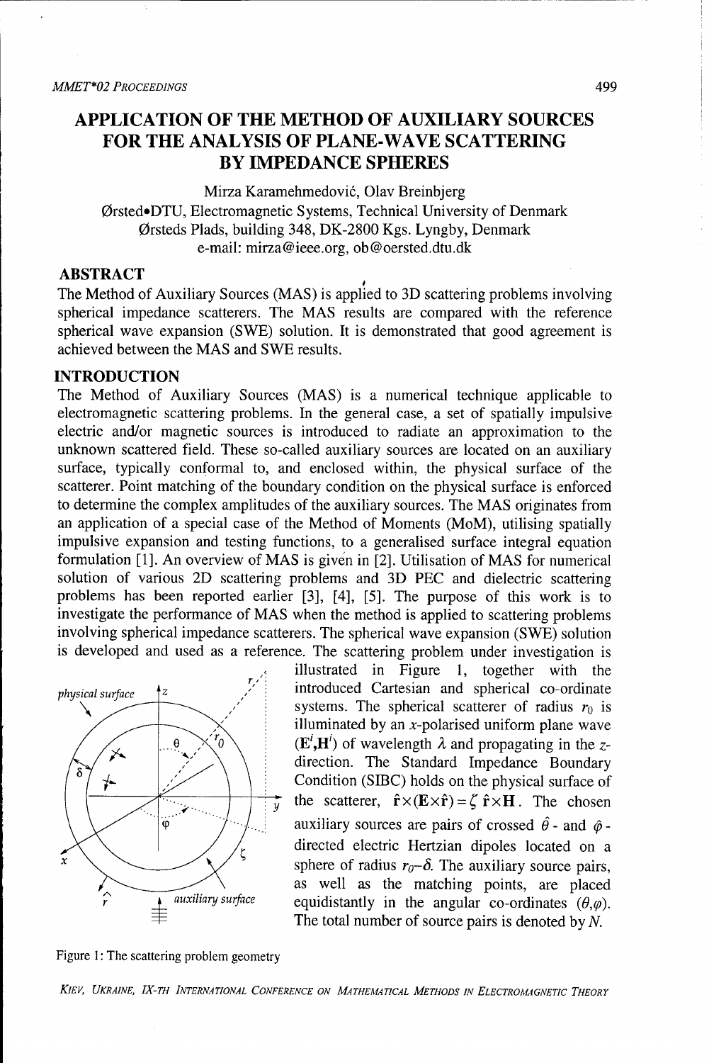# APPLICATION OF THE METHOD OF AUXILIARY SOURCES FOR THE ANALYSIS OF PLANE-WAVE SCATTERING BY IMPEDANCE SPHERES

Mirza Karamehmedović, Olav Breinbjerg

Ørsted•DTU, Electromagnetic Systems, Technical University of Denmark

Ørsteds Plads, building 348, DK-2800 Kgs. Lyngby, Denmark

e-mail: mirza@ieee.org, ob@oersted.dtu.dk

## ABSTRACT

The Method of Auxiliary Sources (MAS) is applied to 3D scattering problems involving spherical impedance scatterers. The MAS results are compared with the reference spherical wave expansion (SWE) solution. It is demonstrated that good agreement is achieved between the MAS and SWE results.

## INTRODUCTION

The Method of Auxiliary Sources (MAS) is a numerical technique applicable to electromagnetic scattering problems. In the general case, a set of spatially impulsive electric and/or magnetic sources is introduced to radiate an approximation to the unknown scattered field. These so-called auxiliary sources are located on an auxiliary surface, typically conformal to, and enclosed within, the physical surface of the scatterer. Point matching of the boundary condition on the physical surface is enforced to determine the complex amplitudes of the auxiliary sources. The MAS originates from an application of a special case of the Method of Moments (MoM), utilising spatially impulsive expansion and testing functions, to a generalised surface integral equation formulation [1]. An overview of MAS is given in [2]. Utilisation of MAS for numerical solution of various 2D scattering problems and 3D PEC and dielectric scattering problems has been reported earlier [3], [4], [5]. The purpose of this work is to investigate the performance of MAS when the method is applied to scattering problems involving spherical impedance scatterers. The spherical wave expansion (SWE) solution is developed and used as a reference. The scattering problem under investigation is illustrated in Figure 1, together with the introduced Cartesian and spherical co-ordinate systems. The spherical scatterer of radius $r_0$ is illuminated by an $x$-polarised uniform plane wave $(\mathbf{E}^i,\mathbf{H}^i)$ of wavelength $\lambda$ and propagating in the $z$-direction. The Standard Impedance Boundary Condition (SIBC) holds on the physical surface of the scatterer, $\hat{\mathbf{r}}\times(\mathbf{E}\times\hat{\mathbf{r}}) = \zeta\,\hat{\mathbf{r}}\times\mathbf{H}$. The chosen auxiliary sources are pairs of crossed $\hat{\theta}$- and $\hat{\varphi}$-directed electric Hertzian dipoles located on a sphere of radius $r_0-\delta$. The auxiliary source pairs, as well as the matching points, are placed equidistantly in the angular co-ordinates $(\theta,\varphi)$. The total number of source pairs is denoted by $N$.

Figure 1: The scattering problem geometry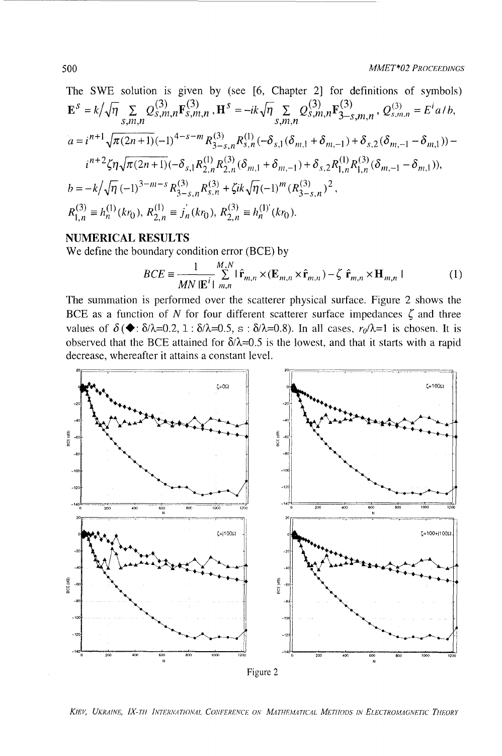The SWE solution is given by (see [6, Chapter 2] for definitions of symbols)

$$\mathbf{E}^s = k/\sqrt{\eta} \sum_{s,m,n} Q^{(3)}_{s,m,n}\mathbf{F}^{(3)}_{s,m,n}, \mathbf{H}^s = -ik\sqrt{\eta} \sum_{s,m,n} Q^{(3)}_{s,m,n}\mathbf{F}^{(3)}_{3-s,m,n}, Q^{(3)}_{s,m,n} = E^i a/b,$$

$$a = i^{n+1}\sqrt{\pi(2n+1)}(-1)^{4-s-m} R^{(3)}_{3-s,n} R^{(1)}_{s,n}(-\delta_{s,1}(\delta_{m,1}+\delta_{m,-1}) + \delta_{s,2}(\delta_{m,-1}-\delta_{m,1})) -$$

$$i^{n+2}\zeta\eta\sqrt{\pi(2n+1)}(-\delta_{s,1}R^{(1)}_{2,n}R^{(3)}_{2,n}(\delta_{m,1}+\delta_{m,-1}) + \delta_{s,2}R^{(1)}_{1,n}R^{(3)}_{1,n}(\delta_{m,-1}-\delta_{m,1})),$$

$$b = -k/\sqrt{\eta}\,(-1)^{3-m-s} R^{(3)}_{3-s,n} R^{(3)}_{s,n} + \zeta ik\sqrt{\eta}(-1)^m (R^{(3)}_{3-s,n})^2,$$

$$R^{(3)}_{1,n} \equiv h^{(1)}_n(kr_0),\ R^{(1)}_{2,n} \equiv j_n'(kr_0),\ R^{(3)}_{2,n} \equiv h^{(1)'}_n(kr_0).$$

## NUMERICAL RESULTS

We define the boundary condition error (BCE) by

$$BCE \equiv \frac{1}{MN\,|\mathbf{E}^i|}\sum_{m,n}^{M,N} |\hat{\mathbf{r}}_{m,n} \times (\mathbf{E}_{m,n} \times \hat{\mathbf{r}}_{m,n}) - \zeta\, \hat{\mathbf{r}}_{m,n} \times \mathbf{H}_{m,n}| \tag{1}$$

The summation is performed over the scatterer physical surface. Figure 2 shows the BCE as a function of $N$ for four different scatterer surface impedances $\zeta$ and three values of $\delta$ (◆: $\delta/\lambda$=0.2, ı : $\delta/\lambda$=0.5, s : $\delta/\lambda$=0.8). In all cases, $r_0/\lambda$=1 is chosen. It is observed that the BCE attained for $\delta/\lambda$=0.5 is the lowest, and that it starts with a rapid decrease, whereafter it attains a constant level.

Figure 2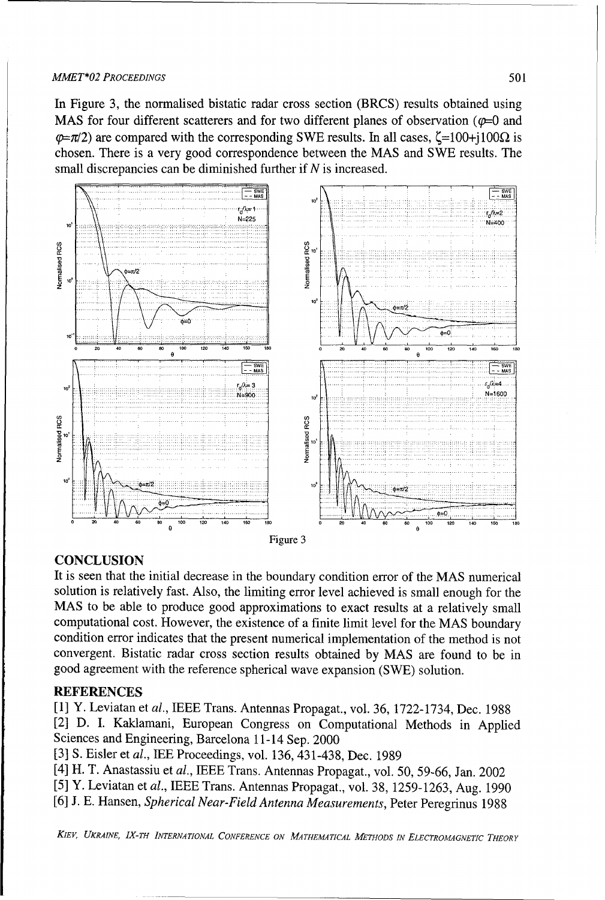In Figure 3, the normalised bistatic radar cross section (BRCS) results obtained using MAS for four different scatterers and for two different planes of observation ($\varphi$=0 and $\varphi=\pi/2$) are compared with the corresponding SWE results. In all cases, $\zeta$=100+j100Ω is chosen. There is a very good correspondence between the MAS and SWE results. The small discrepancies can be diminished further if $N$ is increased.

— SWE
-- MAS
$r_0/\lambda$=1
N=225
φ=π/2
φ=0
Normalised RCS
θ

— SWE
-- MAS
$r_0/\lambda$=2
N=400
φ=π/2
φ=0
Normalised RCS
θ

— SWE
-- MAS
$r_0/\lambda$= 3
N=900
φ=π/2
φ=0
Normalised RCS
θ

— SWE
-- MAS
$r_0/\lambda$=4
N=1600
φ=π/2
φ=0
Normalised RCS
θ

Figure 3

## CONCLUSION

It is seen that the initial decrease in the boundary condition error of the MAS numerical solution is relatively fast. Also, the limiting error level achieved is small enough for the MAS to be able to produce good approximations to exact results at a relatively small computational cost. However, the existence of a finite limit level for the MAS boundary condition error indicates that the present numerical implementation of the method is not convergent. Bistatic radar cross section results obtained by MAS are found to be in good agreement with the reference spherical wave expansion (SWE) solution.

## REFERENCES

[1] Y. Leviatan et *al.*, IEEE Trans. Antennas Propagat., vol. 36, 1722-1734, Dec. 1988

[2] D. I. Kaklamani, European Congress on Computational Methods in Applied Sciences and Engineering, Barcelona 11-14 Sep. 2000

[3] S. Eisler et *al.*, IEE Proceedings, vol. 136, 431-438, Dec. 1989

[4] H. T. Anastassiu et *al.*, IEEE Trans. Antennas Propagat., vol. 50, 59-66, Jan. 2002

[5] Y. Leviatan et *al.*, IEEE Trans. Antennas Propagat., vol. 38, 1259-1263, Aug. 1990

[6] J. E. Hansen, *Spherical Near-Field Antenna Measurements*, Peter Peregrinus 1988